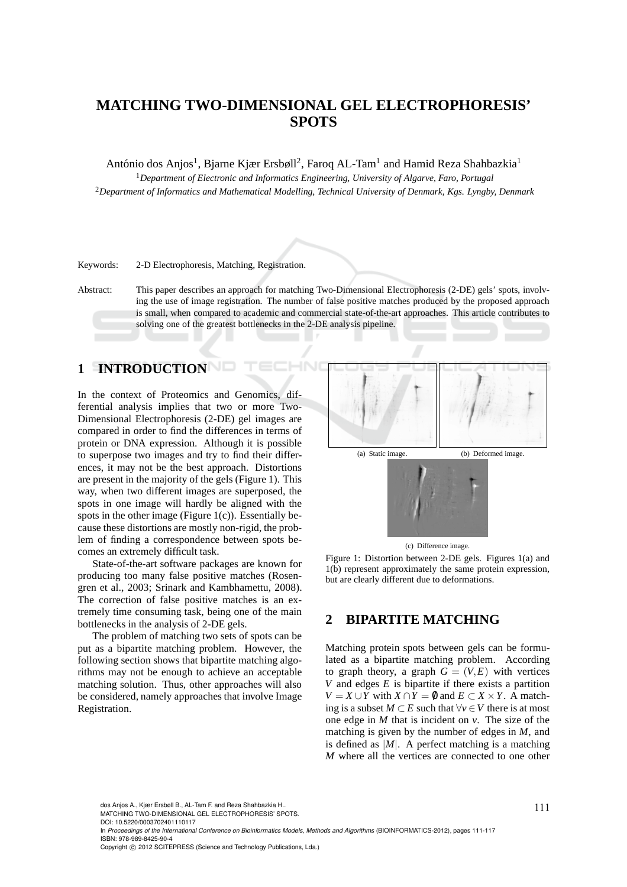# MATCHING TWO-DIMENSIONAL GEL ELECTROPHORESIS' SPOTS

António dos Anjos[1], Bjarne Kjær Ersbøll[2], Faroq AL-Tam[1] and Hamid Reza Shahbazkia[1]

[1]*Department of Electronic and Informatics Engineering, University of Algarve, Faro, Portugal*
[2]*Department of Informatics and Mathematical Modelling, Technical University of Denmark, Kgs. Lyngby, Denmark*

Keywords: 2-D Electrophoresis, Matching, Registration.

Abstract: This paper describes an approach for matching Two-Dimensional Electrophoresis (2-DE) gels' spots, involving the use of image registration. The number of false positive matches produced by the proposed approach is small, when compared to academic and commercial state-of-the-art approaches. This article contributes to solving one of the greatest bottlenecks in the 2-DE analysis pipeline.

## 1 INTRODUCTION

In the context of Proteomics and Genomics, differential analysis implies that two or more Two-Dimensional Electrophoresis (2-DE) gel images are compared in order to find the differences in terms of protein or DNA expression. Although it is possible to superpose two images and try to find their differences, it may not be the best approach. Distortions are present in the majority of the gels (Figure 1). This way, when two different images are superposed, the spots in one image will hardly be aligned with the spots in the other image (Figure 1(c)). Essentially because these distortions are mostly non-rigid, the problem of finding a correspondence between spots becomes an extremely difficult task.

State-of-the-art software packages are known for producing too many false positive matches (Rosengren et al., 2003; Srinark and Kambhamettu, 2008). The correction of false positive matches is an extremely time consuming task, being one of the main bottlenecks in the analysis of 2-DE gels.

The problem of matching two sets of spots can be put as a bipartite matching problem. However, the following section shows that bipartite matching algorithms may not be enough to achieve an acceptable matching solution. Thus, other approaches will also be considered, namely approaches that involve Image Registration.

(a) Static image. (b) Deformed image.

(c) Difference image.

Figure 1: Distortion between 2-DE gels. Figures 1(a) and 1(b) represent approximately the same protein expression, but are clearly different due to deformations.

## 2 BIPARTITE MATCHING

Matching protein spots between gels can be formulated as a bipartite matching problem. According to graph theory, a graph $G = (V, E)$ with vertices $V$ and edges $E$ is bipartite if there exists a partition $V = X \cup Y$ with $X \cap Y = \emptyset$ and $E \subset X \times Y$. A matching is a subset $M \subset E$ such that $\forall v \in V$ there is at most one edge in $M$ that is incident on $v$. The size of the matching is given by the number of edges in $M$, and is defined as $|M|$. A perfect matching is a matching $M$ where all the vertices are connected to one other

dos Anjos A., Kjær Ersbøll B., AL-Tam F. and Reza Shahbazkia H..
MATCHING TWO-DIMENSIONAL GEL ELECTROPHORESIS' SPOTS.
DOI: 10.5220/0003702401110117
In *Proceedings of the International Conference on Bioinformatics Models, Methods and Algorithms* (BIOINFORMATICS-2012), pages 111-117
ISBN: 978-989-8425-90-4
Copyright © 2012 SCITEPRESS (Science and Technology Publications, Lda.)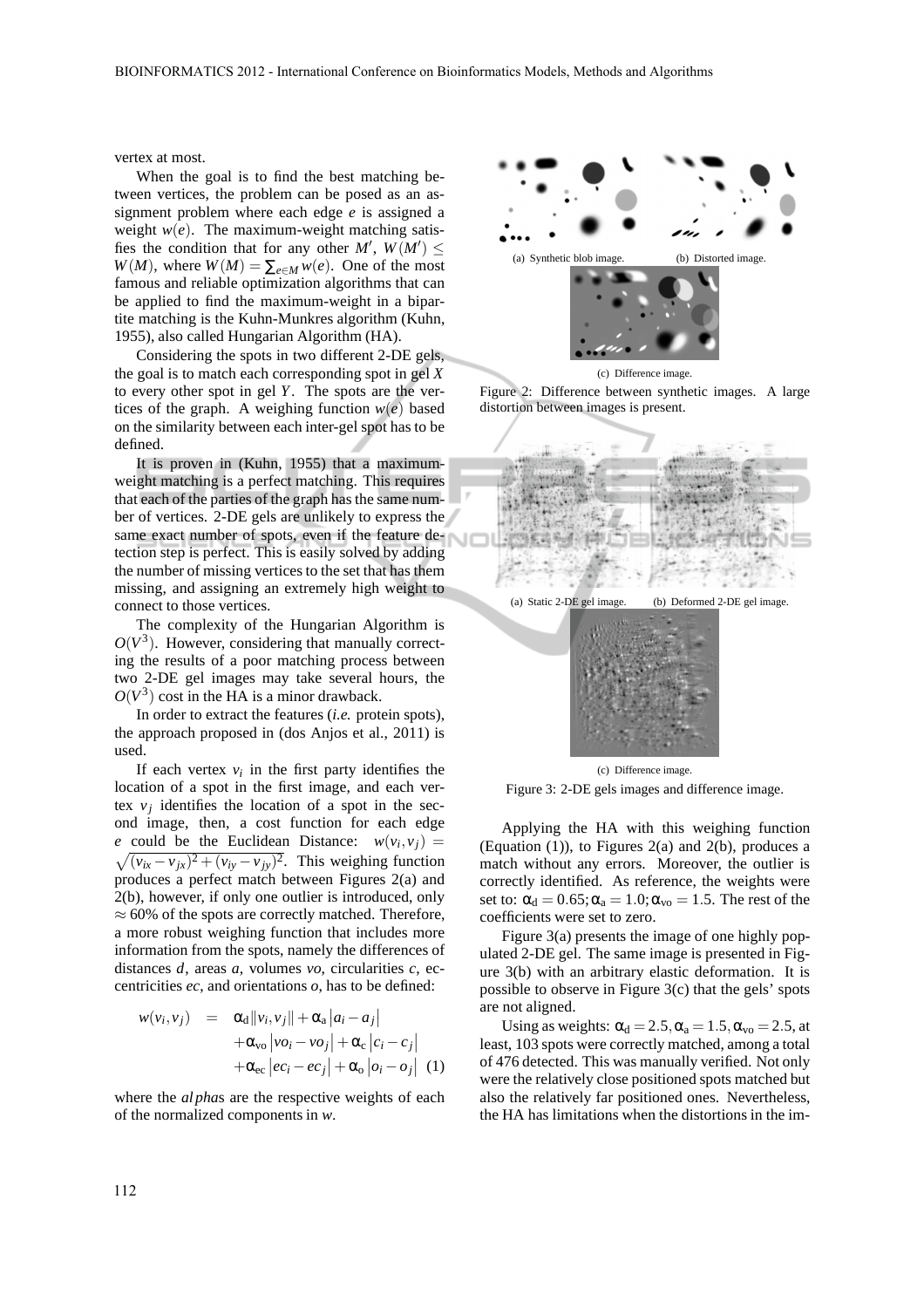vertex at most.

When the goal is to find the best matching between vertices, the problem can be posed as an assignment problem where each edge $e$ is assigned a weight $w(e)$. The maximum-weight matching satisfies the condition that for any other $M'$, $W(M') \leq W(M)$, where $W(M) = \sum_{e \in M} w(e)$. One of the most famous and reliable optimization algorithms that can be applied to find the maximum-weight in a bipartite matching is the Kuhn-Munkres algorithm (Kuhn, 1955), also called Hungarian Algorithm (HA).

Considering the spots in two different 2-DE gels, the goal is to match each corresponding spot in gel $X$ to every other spot in gel $Y$. The spots are the vertices of the graph. A weighing function $w(e)$ based on the similarity between each inter-gel spot has to be defined.

It is proven in (Kuhn, 1955) that a maximum-weight matching is a perfect matching. This requires that each of the parties of the graph has the same number of vertices. 2-DE gels are unlikely to express the same exact number of spots, even if the feature detection step is perfect. This is easily solved by adding the number of missing vertices to the set that has them missing, and assigning an extremely high weight to connect to those vertices.

The complexity of the Hungarian Algorithm is $O(V^3)$. However, considering that manually correcting the results of a poor matching process between two 2-DE gel images may take several hours, the $O(V^3)$ cost in the HA is a minor drawback.

In order to extract the features (*i.e.* protein spots), the approach proposed in (dos Anjos et al., 2011) is used.

If each vertex $v_i$ in the first party identifies the location of a spot in the first image, and each vertex $v_j$ identifies the location of a spot in the second image, then, a cost function for each edge $e$ could be the Euclidean Distance: $w(v_i, v_j) = \sqrt{(v_{ix} - v_{jx})^2 + (v_{iy} - v_{jy})^2}$. This weighing function produces a perfect match between Figures 2(a) and 2(b), however, if only one outlier is introduced, only $\approx 60\%$ of the spots are correctly matched. Therefore, a more robust weighing function that includes more information from the spots, namely the differences of distances $d$, areas $a$, volumes $vo$, circularities $c$, eccentricities $ec$, and orientations $o$, has to be defined:

$$
\begin{aligned}
w(v_i, v_j) \quad = \quad & \alpha_{\mathrm{d}} \|v_i, v_j\| + \alpha_{\mathrm{a}} |a_i - a_j| \\
& + \alpha_{\mathrm{vo}} |vo_i - vo_j| + \alpha_{\mathrm{c}} |c_i - c_j| \\
& + \alpha_{\mathrm{ec}} |ec_i - ec_j| + \alpha_{\mathrm{o}} |o_i - o_j| \quad (1)
\end{aligned}
$$

where the *alpha*s are the respective weights of each of the normalized components in $w$.

(a) Synthetic blob image. (b) Distorted image.

(c) Difference image.

Figure 2: Difference between synthetic images. A large distortion between images is present.

(a) Static 2-DE gel image. (b) Deformed 2-DE gel image.

(c) Difference image.

Figure 3: 2-DE gels images and difference image.

Applying the HA with this weighing function (Equation (1)), to Figures 2(a) and 2(b), produces a match without any errors. Moreover, the outlier is correctly identified. As reference, the weights were set to: $\alpha_{\mathrm{d}} = 0.65; \alpha_{\mathrm{a}} = 1.0; \alpha_{\mathrm{vo}} = 1.5$. The rest of the coefficients were set to zero.

Figure 3(a) presents the image of one highly populated 2-DE gel. The same image is presented in Figure 3(b) with an arbitrary elastic deformation. It is possible to observe in Figure 3(c) that the gels' spots are not aligned.

Using as weights: $\alpha_{\mathrm{d}} = 2.5, \alpha_{\mathrm{a}} = 1.5, \alpha_{\mathrm{vo}} = 2.5$, at least, 103 spots were correctly matched, among a total of 476 detected. This was manually verified. Not only were the relatively close positioned spots matched but also the relatively far positioned ones. Nevertheless, the HA has limitations when the distortions in the im-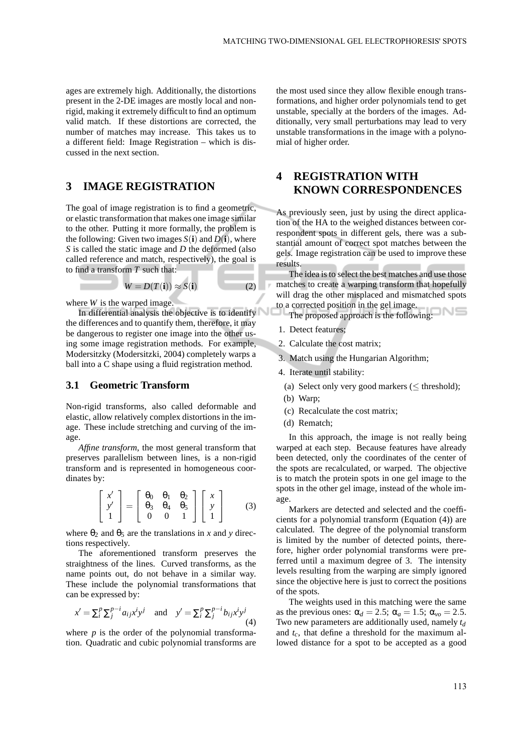ages are extremely high. Additionally, the distortions present in the 2-DE images are mostly local and non-rigid, making it extremely difficult to find an optimum valid match. If these distortions are corrected, the number of matches may increase. This takes us to a different field: Image Registration – which is discussed in the next section.

## 3 IMAGE REGISTRATION

The goal of image registration is to find a geometric, or elastic transformation that makes one image similar to the other. Putting it more formally, the problem is the following: Given two images $S(\mathbf{i})$ and $D(\mathbf{i})$, where $S$ is called the static image and $D$ the deformed (also called reference and match, respectively), the goal is to find a transform $T$ such that:

$$W = D(T(\mathbf{i})) \approx S(\mathbf{i}) \tag{2}$$

where $W$ is the warped image.

In differential analysis the objective is to identify the differences and to quantify them, therefore, it may be dangerous to register one image into the other using some image registration methods. For example, Modersitzky (Modersitzki, 2004) completely warps a ball into a C shape using a fluid registration method.

### 3.1 Geometric Transform

Non-rigid transforms, also called deformable and elastic, allow relatively complex distortions in the image. These include stretching and curving of the image.

*Affine transform*, the most general transform that preserves parallelism between lines, is a non-rigid transform and is represented in homogeneous coordinates by:

$$\begin{bmatrix} x' \\ y' \\ 1 \end{bmatrix} = \begin{bmatrix} \theta_0 & \theta_1 & \theta_2 \\ \theta_3 & \theta_4 & \theta_5 \\ 0 & 0 & 1 \end{bmatrix} \begin{bmatrix} x \\ y \\ 1 \end{bmatrix} \tag{3}$$

where $\theta_2$ and $\theta_5$ are the translations in $x$ and $y$ directions respectively.

The aforementioned transform preserves the straightness of the lines. Curved transforms, as the name points out, do not behave in a similar way. These include the polynomial transformations that can be expressed by:

$$x' = \sum_i^p \sum_j^{p-i} a_{ij} x^i y^j \quad \text{and} \quad y' = \sum_i^p \sum_j^{p-i} b_{ij} x^i y^j \tag{4}$$

where $p$ is the order of the polynomial transformation. Quadratic and cubic polynomial transforms are the most used since they allow flexible enough transformations, and higher order polynomials tend to get unstable, specially at the borders of the images. Additionally, very small perturbations may lead to very unstable transformations in the image with a polynomial of higher order.

## 4 REGISTRATION WITH KNOWN CORRESPONDENCES

As previously seen, just by using the direct application of the HA to the weighed distances between correspondent spots in different gels, there was a substantial amount of correct spot matches between the gels. Image registration can be used to improve these results.

The idea is to select the best matches and use those matches to create a warping transform that hopefully will drag the other misplaced and mismatched spots to a corrected position in the gel image.

The proposed approach is the following:

1. Detect features;
2. Calculate the cost matrix;
3. Match using the Hungarian Algorithm;
4. Iterate until stability:
   (a) Select only very good markers ($\leq$ threshold);
   (b) Warp;
   (c) Recalculate the cost matrix;
   (d) Rematch;

In this approach, the image is not really being warped at each step. Because features have already been detected, only the coordinates of the center of the spots are recalculated, or warped. The objective is to match the protein spots in one gel image to the spots in the other gel image, instead of the whole image.

Markers are detected and selected and the coefficients for a polynomial transform (Equation (4)) are calculated. The degree of the polynomial transform is limited by the number of detected points, therefore, higher order polynomial transforms were preferred until a maximum degree of 3. The intensity levels resulting from the warping are simply ignored since the objective here is just to correct the positions of the spots.

The weights used in this matching were the same as the previous ones: $\alpha_d = 2.5$; $\alpha_a = 1.5$; $\alpha_{vo} = 2.5$. Two new parameters are additionally used, namely $t_d$ and $t_c$, that define a threshold for the maximum allowed distance for a spot to be accepted as a good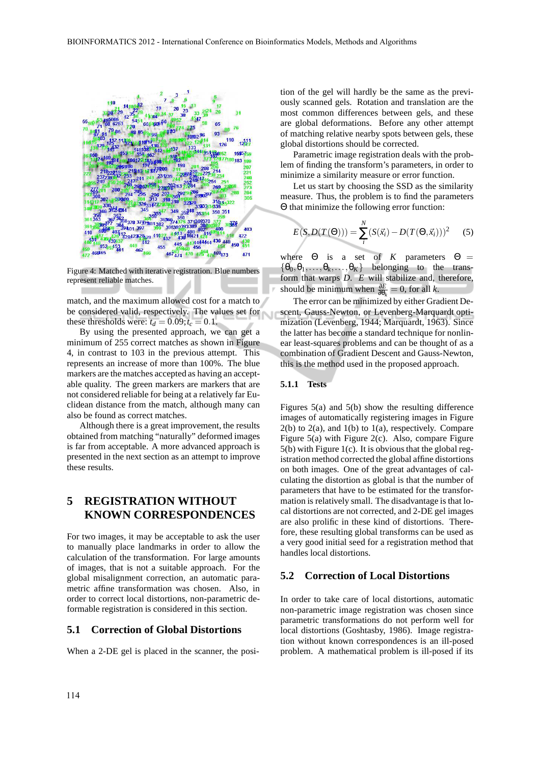Figure 4: Matched with iterative registration. Blue numbers represent reliable matches.

match, and the maximum allowed cost for a match to be considered valid, respectively. The values set for these thresholds were: $t_d = 0.09; t_c = 0.1$.

By using the presented approach, we can get a minimum of 255 correct matches as shown in Figure 4, in contrast to 103 in the previous attempt. This represents an increase of more than 100%. The blue markers are the matches accepted as having an acceptable quality. The green markers are markers that are not considered reliable for being at a relatively far Euclidean distance from the match, although many can also be found as correct matches.

Although there is a great improvement, the results obtained from matching "naturally" deformed images is far from acceptable. A more advanced approach is presented in the next section as an attempt to improve these results.

# 5 REGISTRATION WITHOUT KNOWN CORRESPONDENCES

For two images, it may be acceptable to ask the user to manually place landmarks in order to allow the calculation of the transformation. For large amounts of images, that is not a suitable approach. For the global misalignment correction, an automatic parametric affine transformation was chosen. Also, in order to correct local distortions, non-parametric deformable registration is considered in this section.

## 5.1 Correction of Global Distortions

When a 2-DE gel is placed in the scanner, the position of the gel will hardly be the same as the previously scanned gels. Rotation and translation are the most common differences between gels, and these are global deformations. Before any other attempt of matching relative nearby spots between gels, these global distortions should be corrected.

Parametric image registration deals with the problem of finding the transform's parameters, in order to minimize a similarity measure or error function.

Let us start by choosing the SSD as the similarity measure. Thus, the problem is to find the parameters $\Theta$ that minimize the following error function:

$$E(S, D(T(\Theta))) = \sum_{i}^{N} (S(\vec{x}_i) - D(T(\Theta, \vec{x}_i)))^2 \quad (5)$$

where $\Theta$ is a set of $K$ parameters $\Theta = \{\theta_0, \theta_1, \ldots, \theta_k, \ldots, \theta_K\}$ belonging to the transform that warps $D$. $E$ will stabilize and, therefore, should be minimum when $\frac{\partial E}{\partial \theta_k} = 0$, for all $k$.

The error can be minimized by either Gradient Descent, Gauss-Newton, or Levenberg-Marquardt optimization (Levenberg, 1944; Marquardt, 1963). Since the latter has become a standard technique for nonlinear least-squares problems and can be thought of as a combination of Gradient Descent and Gauss-Newton, this is the method used in the proposed approach.

### 5.1.1 Tests

Figures 5(a) and 5(b) show the resulting difference images of automatically registering images in Figure 2(b) to 2(a), and 1(b) to 1(a), respectively. Compare Figure 5(a) with Figure 2(c). Also, compare Figure 5(b) with Figure 1(c). It is obvious that the global registration method corrected the global affine distortions on both images. One of the great advantages of calculating the distortion as global is that the number of parameters that have to be estimated for the transformation is relatively small. The disadvantage is that local distortions are not corrected, and 2-DE gel images are also prolific in these kind of distortions. Therefore, these resulting global transforms can be used as a very good initial seed for a registration method that handles local distortions.

## 5.2 Correction of Local Distortions

In order to take care of local distortions, automatic non-parametric image registration was chosen since parametric transformations do not perform well for local distortions (Goshtasby, 1986). Image registration without known correspondences is an ill-posed problem. A mathematical problem is ill-posed if its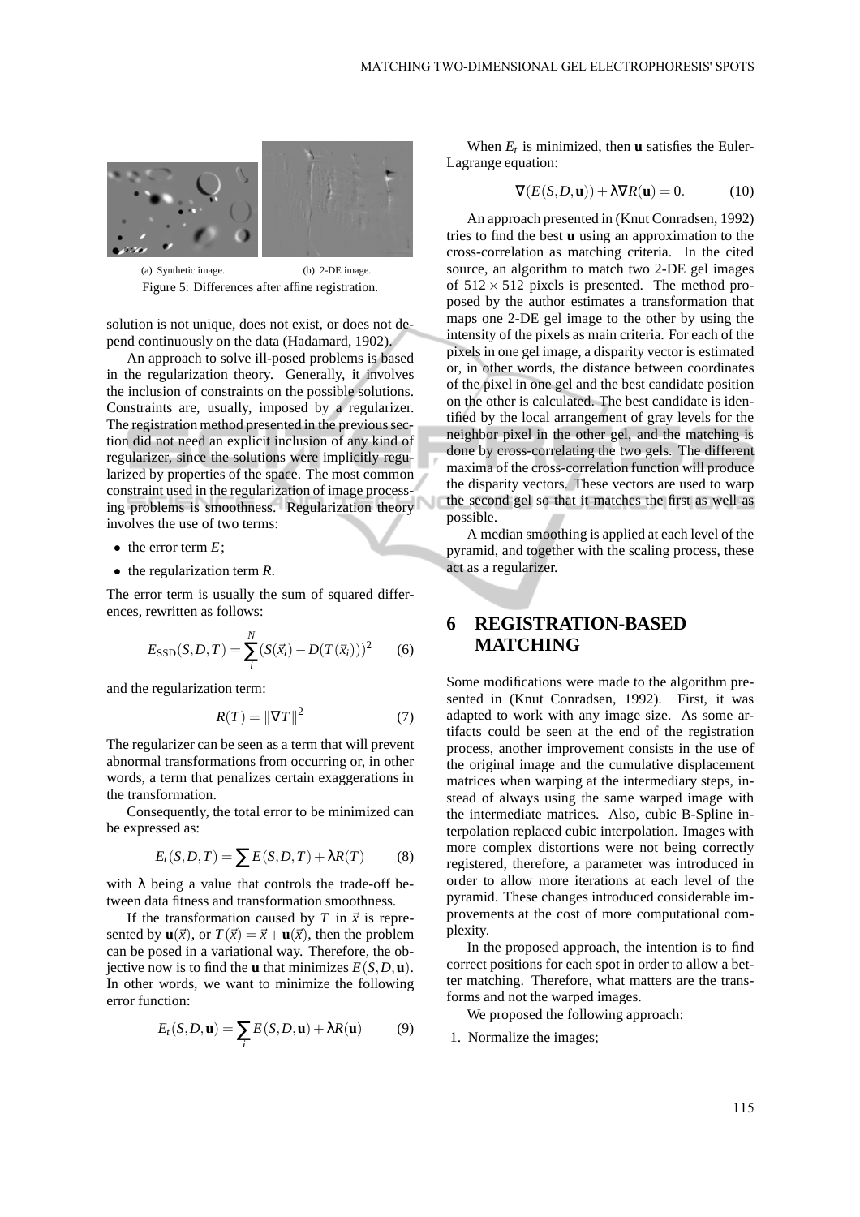(a) Synthetic image. (b) 2-DE image.

Figure 5: Differences after affine registration.

solution is not unique, does not exist, or does not depend continuously on the data (Hadamard, 1902).

An approach to solve ill-posed problems is based in the regularization theory. Generally, it involves the inclusion of constraints on the possible solutions. Constraints are, usually, imposed by a regularizer. The registration method presented in the previous section did not need an explicit inclusion of any kind of regularizer, since the solutions were implicitly regularized by properties of the space. The most common constraint used in the regularization of image processing problems is smoothness. Regularization theory involves the use of two terms:

- the error term $E$;
- the regularization term $R$.

The error term is usually the sum of squared differences, rewritten as follows:

$$E_{\text{SSD}}(S,D,T) = \sum_{i}^{N} (S(\vec{x}_i) - D(T(\vec{x}_i)))^2 \qquad (6)$$

and the regularization term:

$$R(T) = \|\nabla T\|^2 \qquad (7)$$

The regularizer can be seen as a term that will prevent abnormal transformations from occurring or, in other words, a term that penalizes certain exaggerations in the transformation.

Consequently, the total error to be minimized can be expressed as:

$$E_t(S,D,T) = \sum E(S,D,T) + \lambda R(T) \qquad (8)$$

with $\lambda$ being a value that controls the trade-off between data fitness and transformation smoothness.

If the transformation caused by $T$ in $\vec{x}$ is represented by $\mathbf{u}(\vec{x})$, or $T(\vec{x}) = \vec{x} + \mathbf{u}(\vec{x})$, then the problem can be posed in a variational way. Therefore, the objective now is to find the $\mathbf{u}$ that minimizes $E(S,D,\mathbf{u})$. In other words, we want to minimize the following error function:

$$E_t(S,D,\mathbf{u}) = \sum_{i} E(S,D,\mathbf{u}) + \lambda R(\mathbf{u}) \qquad (9)$$

When $E_t$ is minimized, then $\mathbf{u}$ satisfies the Euler-Lagrange equation:

$$\nabla(E(S,D,\mathbf{u})) + \lambda \nabla R(\mathbf{u}) = 0. \qquad (10)$$

An approach presented in (Knut Conradsen, 1992) tries to find the best $\mathbf{u}$ using an approximation to the cross-correlation as matching criteria. In the cited source, an algorithm to match two 2-DE gel images of $512 \times 512$ pixels is presented. The method proposed by the author estimates a transformation that maps one 2-DE gel image to the other by using the intensity of the pixels as main criteria. For each of the pixels in one gel image, a disparity vector is estimated or, in other words, the distance between coordinates of the pixel in one gel and the best candidate position on the other is calculated. The best candidate is identified by the local arrangement of gray levels for the neighbor pixel in the other gel, and the matching is done by cross-correlating the two gels. The different maxima of the cross-correlation function will produce the disparity vectors. These vectors are used to warp the second gel so that it matches the first as well as possible.

A median smoothing is applied at each level of the pyramid, and together with the scaling process, these act as a regularizer.

## 6 REGISTRATION-BASED MATCHING

Some modifications were made to the algorithm presented in (Knut Conradsen, 1992). First, it was adapted to work with any image size. As some artifacts could be seen at the end of the registration process, another improvement consists in the use of the original image and the cumulative displacement matrices when warping at the intermediary steps, instead of always using the same warped image with the intermediate matrices. Also, cubic B-Spline interpolation replaced cubic interpolation. Images with more complex distortions were not being correctly registered, therefore, a parameter was introduced in order to allow more iterations at each level of the pyramid. These changes introduced considerable improvements at the cost of more computational complexity.

In the proposed approach, the intention is to find correct positions for each spot in order to allow a better matching. Therefore, what matters are the transforms and not the warped images.

We proposed the following approach:

1. Normalize the images;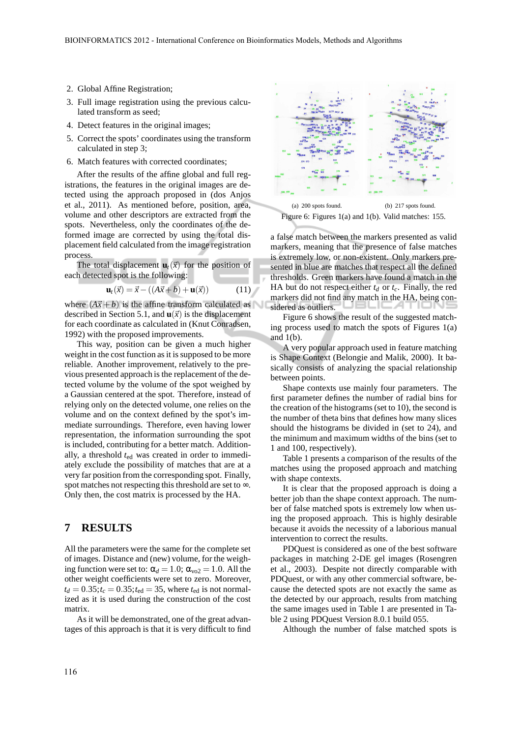2. Global Affine Registration;
3. Full image registration using the previous calculated transform as seed;
4. Detect features in the original images;
5. Correct the spots' coordinates using the transform calculated in step 3;
6. Match features with corrected coordinates;

After the results of the affine global and full registrations, the features in the original images are detected using the approach proposed in (dos Anjos et al., 2011). As mentioned before, position, area, volume and other descriptors are extracted from the spots. Nevertheless, only the coordinates of the deformed image are corrected by using the total displacement field calculated from the image registration process.

The total displacement $\mathbf{u}_t(\vec{x})$ for the position of each detected spot is the following:

$$\mathbf{u}_t(\vec{x}) = \vec{x} - ((A\vec{x} + b) + \mathbf{u}(\vec{x})) \qquad (11)$$

where $(A\vec{x} + b)$ is the affine transform calculated as described in Section 5.1, and $\mathbf{u}(\vec{x})$ is the displacement for each coordinate as calculated in (Knut Conradsen, 1992) with the proposed improvements.

This way, position can be given a much higher weight in the cost function as it is supposed to be more reliable. Another improvement, relatively to the previous presented approach is the replacement of the detected volume by the volume of the spot weighed by a Gaussian centered at the spot. Therefore, instead of relying only on the detected volume, one relies on the volume and on the context defined by the spot's immediate surroundings. Therefore, even having lower representation, the information surrounding the spot is included, contributing for a better match. Additionally, a threshold $t_{\text{ed}}$ was created in order to immediately exclude the possibility of matches that are at a very far position from the corresponding spot. Finally, spot matches not respecting this threshold are set to $\infty$. Only then, the cost matrix is processed by the HA.

## 7 RESULTS

All the parameters were the same for the complete set of images. Distance and (new) volume, for the weighing function were set to: $\alpha_d = 1.0$; $\alpha_{\text{vo2}} = 1.0$. All the other weight coefficients were set to zero. Moreover, $t_d = 0.35; t_c = 0.35; t_{\text{ed}} = 35$, where $t_{\text{ed}}$ is not normalized as it is used during the construction of the cost matrix.

As it will be demonstrated, one of the great advantages of this approach is that it is very difficult to find a false match between the markers presented as valid markers, meaning that the presence of false matches is extremely low, or non-existent. Only markers presented in blue are matches that respect all the defined thresholds. Green markers have found a match in the HA but do not respect either $t_d$ or $t_c$. Finally, the red markers did not find any match in the HA, being considered as outliers.

(a) 200 spots found. (b) 217 spots found.

Figure 6: Figures 1(a) and 1(b). Valid matches: 155.

Figure 6 shows the result of the suggested matching process used to match the spots of Figures 1(a) and 1(b).

A very popular approach used in feature matching is Shape Context (Belongie and Malik, 2000). It basically consists of analyzing the spacial relationship between points.

Shape contexts use mainly four parameters. The first parameter defines the number of radial bins for the creation of the histograms (set to 10), the second is the number of theta bins that defines how many slices should the histograms be divided in (set to 24), and the minimum and maximum widths of the bins (set to 1 and 100, respectively).

Table 1 presents a comparison of the results of the matches using the proposed approach and matching with shape contexts.

It is clear that the proposed approach is doing a better job than the shape context approach. The number of false matched spots is extremely low when using the proposed approach. This is highly desirable because it avoids the necessity of a laborious manual intervention to correct the results.

PDQuest is considered as one of the best software packages in matching 2-DE gel images (Rosengren et al., 2003). Despite not directly comparable with PDQuest, or with any other commercial software, because the detected spots are not exactly the same as the detected by our approach, results from matching the same images used in Table 1 are presented in Table 2 using PDQuest Version 8.0.1 build 055.

Although the number of false matched spots is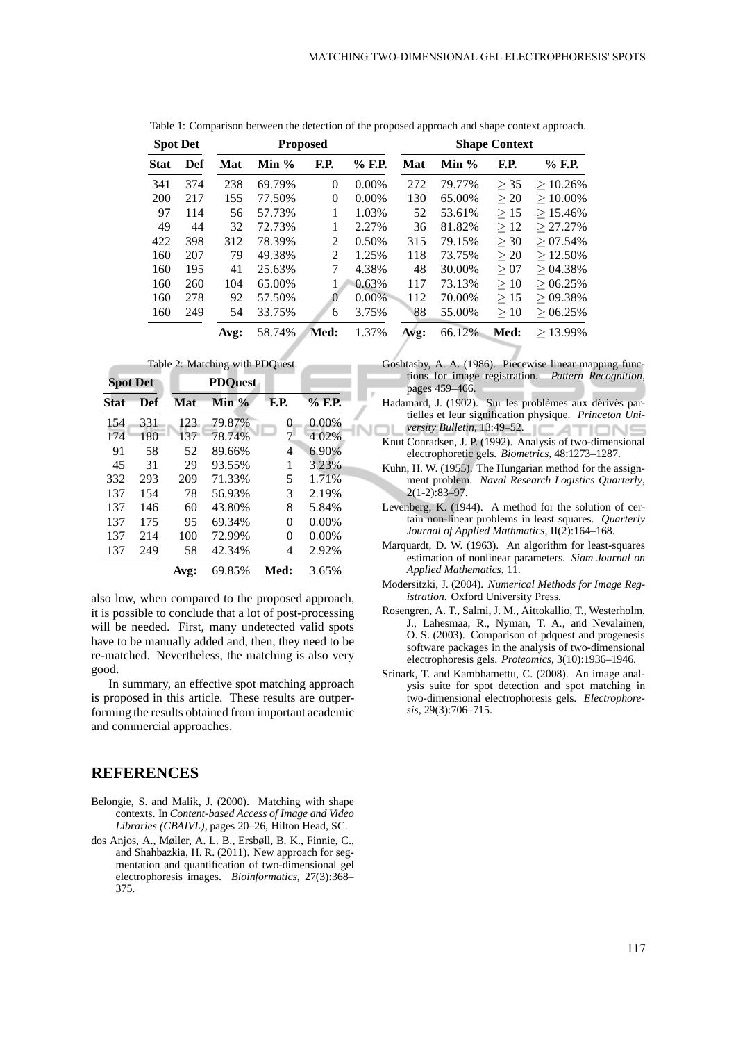Table 1: Comparison between the detection of the proposed approach and shape context approach.

| Spot Det | | Proposed | | | | Shape Context | | | |
|---|---|---|---|---|---|---|---|---|---|
| **Stat** | **Def** | **Mat** | **Min %** | **F.P.** | **% F.P.** | **Mat** | **Min %** | **F.P.** | **% F.P.** |
| 341 | 374 | 238 | 69.79% | 0 | 0.00% | 272 | 79.77% | $\geq 35$ | $\geq 10.26\%$ |
| 200 | 217 | 155 | 77.50% | 0 | 0.00% | 130 | 65.00% | $\geq 20$ | $\geq 10.00\%$ |
| 97 | 114 | 56 | 57.73% | 1 | 1.03% | 52 | 53.61% | $\geq 15$ | $\geq 15.46\%$ |
| 49 | 44 | 32 | 72.73% | 1 | 2.27% | 36 | 81.82% | $\geq 12$ | $\geq 27.27\%$ |
| 422 | 398 | 312 | 78.39% | 2 | 0.50% | 315 | 79.15% | $\geq 30$ | $\geq 07.54\%$ |
| 160 | 207 | 79 | 49.38% | 2 | 1.25% | 118 | 73.75% | $\geq 20$ | $\geq 12.50\%$ |
| 160 | 195 | 41 | 25.63% | 7 | 4.38% | 48 | 30.00% | $\geq 07$ | $\geq 04.38\%$ |
| 160 | 260 | 104 | 65.00% | 1 | 0.63% | 117 | 73.13% | $\geq 10$ | $\geq 06.25\%$ |
| 160 | 278 | 92 | 57.50% | 0 | 0.00% | 112 | 70.00% | $\geq 15$ | $\geq 09.38\%$ |
| 160 | 249 | 54 | 33.75% | 6 | 3.75% | 88 | 55.00% | $\geq 10$ | $\geq 06.25\%$ |
| | | **Avg:** | 58.74% | **Med:** | 1.37% | **Avg:** | 66.12% | **Med:** | $\geq 13.99\%$ |

Table 2: Matching with PDQuest.

| Spot Det | | PDQuest | | | |
|---|---|---|---|---|---|
| **Stat** | **Def** | **Mat** | **Min %** | **F.P.** | **% F.P.** |
| 154 | 331 | 123 | 79.87% | 0 | 0.00% |
| 174 | 180 | 137 | 78.74% | 7 | 4.02% |
| 91 | 58 | 52 | 89.66% | 4 | 6.90% |
| 45 | 31 | 29 | 93.55% | 1 | 3.23% |
| 332 | 293 | 209 | 71.33% | 5 | 1.71% |
| 137 | 154 | 78 | 56.93% | 3 | 2.19% |
| 137 | 146 | 60 | 43.80% | 8 | 5.84% |
| 137 | 175 | 95 | 69.34% | 0 | 0.00% |
| 137 | 214 | 100 | 72.99% | 0 | 0.00% |
| 137 | 249 | 58 | 42.34% | 4 | 2.92% |
| | | **Avg:** | 69.85% | **Med:** | 3.65% |

also low, when compared to the proposed approach, it is possible to conclude that a lot of post-processing will be needed. First, many undetected valid spots have to be manually added and, then, they need to be re-matched. Nevertheless, the matching is also very good.

In summary, an effective spot matching approach is proposed in this article. These results are outperforming the results obtained from important academic and commercial approaches.

## REFERENCES

Belongie, S. and Malik, J. (2000). Matching with shape contexts. In *Content-based Access of Image and Video Libraries (CBAIVL)*, pages 20–26, Hilton Head, SC.

dos Anjos, A., Møller, A. L. B., Ersbøll, B. K., Finnie, C., and Shahbazkia, H. R. (2011). New approach for segmentation and quantification of two-dimensional gel electrophoresis images. *Bioinformatics*, 27(3):368–375.

Goshtasby, A. A. (1986). Piecewise linear mapping functions for image registration. *Pattern Recognition*, pages 459–466.

Hadamard, J. (1902). Sur les problèmes aux dérivés partielles et leur signification physique. *Princeton University Bulletin*, 13:49–52.

Knut Conradsen, J. P. (1992). Analysis of two-dimensional electrophoretic gels. *Biometrics*, 48:1273–1287.

Kuhn, H. W. (1955). The Hungarian method for the assignment problem. *Naval Research Logistics Quarterly*, 2(1-2):83–97.

Levenberg, K. (1944). A method for the solution of certain non-linear problems in least squares. *Quarterly Journal of Applied Mathmatics*, II(2):164–168.

Marquardt, D. W. (1963). An algorithm for least-squares estimation of nonlinear parameters. *Siam Journal on Applied Mathematics*, 11.

Modersitzki, J. (2004). *Numerical Methods for Image Registration*. Oxford University Press.

Rosengren, A. T., Salmi, J. M., Aittokallio, T., Westerholm, J., Lahesmaa, R., Nyman, T. A., and Nevalainen, O. S. (2003). Comparison of pdquest and progenesis software packages in the analysis of two-dimensional electrophoresis gels. *Proteomics*, 3(10):1936–1946.

Srinark, T. and Kambhamettu, C. (2008). An image analysis suite for spot detection and spot matching in two-dimensional electrophoresis gels. *Electrophoresis*, 29(3):706–715.